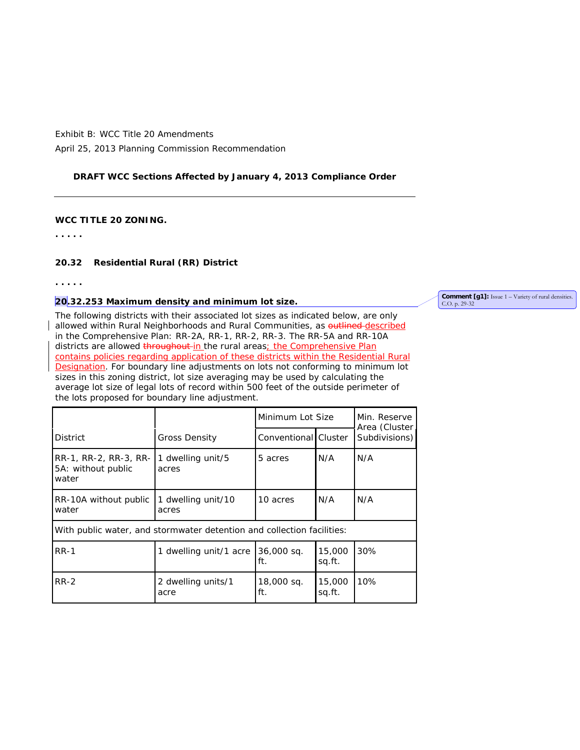Exhibit B: WCC Title 20 Amendments

April 25, 2013 Planning Commission Recommendation

**DRAFT WCC Sections Affected by January 4, 2013 Compliance Order**

---

**WCC TITLE 20 ZONING.**

. . . . .

**20.32 Residential Rural (RR) District**

. . . . .

**20.32.253 Maximum density and minimum lot size.**

Comment [g1]: Issue 1 – Variety of rural densities. C.O. p. 29-32

The following districts with their associated lot sizes as indicated below, are only allowed within Rural Neighborhoods and Rural Communities, as ~~outlined~~ described in the Comprehensive Plan: RR-2A, RR-1, RR-2, RR-3. The RR-5A and RR-10A districts are allowed ~~throughout~~ in the rural areas; the Comprehensive Plan contains policies regarding application of these districts within the Residential Rural Designation. For boundary line adjustments on lots not conforming to minimum lot sizes in this zoning district, lot size averaging may be used by calculating the average lot size of legal lots of record within 500 feet of the outside perimeter of the lots proposed for boundary line adjustment.

| District | Gross Density | Minimum Lot Size | | Min. Reserve Area (Cluster Subdivisions) |
|---|---|---|---|---|
| | | Conventional | Cluster | |
| RR-1, RR-2, RR-3, RR-5A: without public water | 1 dwelling unit/5 acres | 5 acres | N/A | N/A |
| RR-10A without public water | 1 dwelling unit/10 acres | 10 acres | N/A | N/A |
| With public water, and stormwater detention and collection facilities: | | | | |
| RR-1 | 1 dwelling unit/1 acre | 36,000 sq. ft. | 15,000 sq.ft. | 30% |
| RR-2 | 2 dwelling units/1 acre | 18,000 sq. ft. | 15,000 sq.ft. | 10% |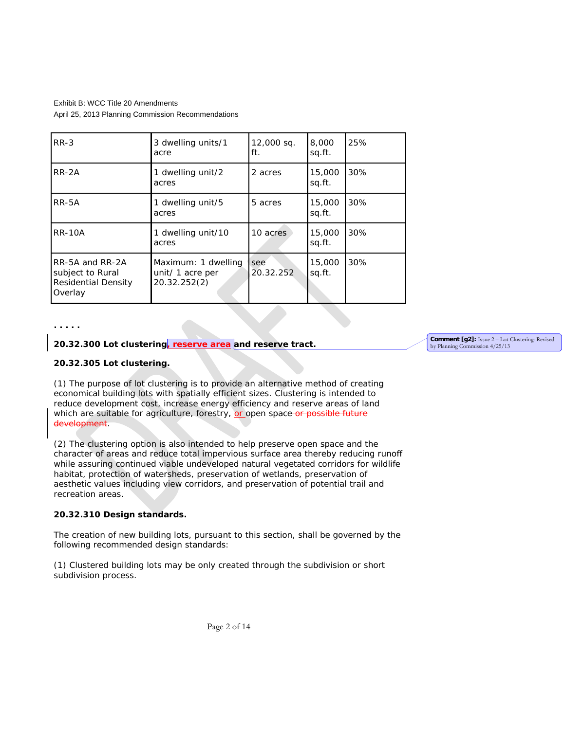Exhibit B: WCC Title 20 Amendments
April 25, 2013 Planning Commission Recommendations

| | | | | |
|---|---|---|---|---|
| RR-3 | 3 dwelling units/1 acre | 12,000 sq. ft. | 8,000 sq.ft. | 25% |
| RR-2A | 1 dwelling unit/2 acres | 2 acres | 15,000 sq.ft. | 30% |
| RR-5A | 1 dwelling unit/5 acres | 5 acres | 15,000 sq.ft. | 30% |
| RR-10A | 1 dwelling unit/10 acres | 10 acres | 15,000 sq.ft. | 30% |
| RR-5A and RR-2A subject to Rural Residential Density Overlay | Maximum: 1 dwelling unit/ 1 acre per 20.32.252(2) | see 20.32.252 | 15,000 sq.ft. | 30% |

. . . . .

**20.32.300 Lot clustering, reserve area and reserve tract.**

Comment [g2]: Issue 2 – Lot Clustering: Revised by Planning Commission 4/25/13

**20.32.305 Lot clustering.**

(1) The purpose of lot clustering is to provide an alternative method of creating economical building lots with spatially efficient sizes. Clustering is intended to reduce development cost, increase energy efficiency and reserve areas of land which are suitable for agriculture, forestry, or open space ~~or possible future development~~.

(2) The clustering option is also intended to help preserve open space and the character of areas and reduce total impervious surface area thereby reducing runoff while assuring continued viable undeveloped natural vegetated corridors for wildlife habitat, protection of watersheds, preservation of wetlands, preservation of aesthetic values including view corridors, and preservation of potential trail and recreation areas.

**20.32.310 Design standards.**

The creation of new building lots, pursuant to this section, shall be governed by the following recommended design standards:

(1) Clustered building lots may be only created through the subdivision or short subdivision process.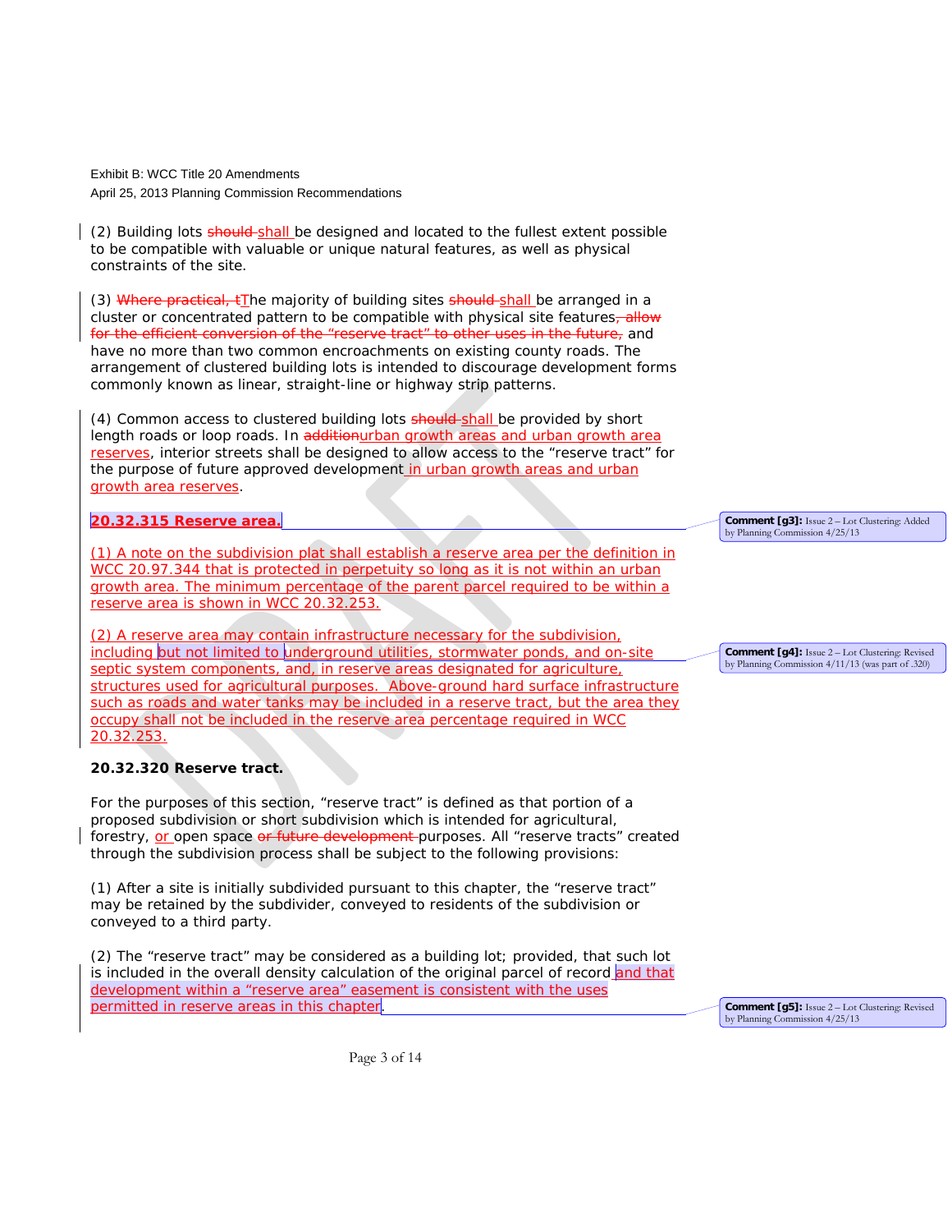Exhibit B: WCC Title 20 Amendments

April 25, 2013 Planning Commission Recommendations

(2) Building lots ~~should~~ shall be designed and located to the fullest extent possible to be compatible with valuable or unique natural features, as well as physical constraints of the site.

(3) ~~Where practical, t~~The majority of building sites ~~should~~ shall be arranged in a cluster or concentrated pattern to be compatible with physical site features~~, allow for the efficient conversion of the "reserve tract" to other uses in the future,~~ and have no more than two common encroachments on existing county roads. The arrangement of clustered building lots is intended to discourage development forms commonly known as linear, straight-line or highway strip patterns.

(4) Common access to clustered building lots ~~should~~ shall be provided by short length roads or loop roads. In ~~addition~~urban growth areas and urban growth area reserves, interior streets shall be designed to allow access to the "reserve tract" for the purpose of future approved development in urban growth areas and urban growth area reserves.

**20.32.315 Reserve area.**

(1) A note on the subdivision plat shall establish a reserve area per the definition in WCC 20.97.344 that is protected in perpetuity so long as it is not within an urban growth area. The minimum percentage of the parent parcel required to be within a reserve area is shown in WCC 20.32.253.

(2) A reserve area may contain infrastructure necessary for the subdivision, including but not limited to underground utilities, stormwater ponds, and on-site septic system components, and, in reserve areas designated for agriculture, structures used for agricultural purposes. Above-ground hard surface infrastructure such as roads and water tanks may be included in a reserve tract, but the area they occupy shall not be included in the reserve area percentage required in WCC 20.32.253.

Comment [g3]: Issue 2 – Lot Clustering: Added by Planning Commission 4/25/13

Comment [g4]: Issue 2 – Lot Clustering: Revised by Planning Commission 4/11/13 (was part of .320)

**20.32.320 Reserve tract.**

For the purposes of this section, "reserve tract" is defined as that portion of a proposed subdivision or short subdivision which is intended for agricultural, forestry, or open space ~~or future development~~ purposes. All "reserve tracts" created through the subdivision process shall be subject to the following provisions:

(1) After a site is initially subdivided pursuant to this chapter, the "reserve tract" may be retained by the subdivider, conveyed to residents of the subdivision or conveyed to a third party.

(2) The "reserve tract" may be considered as a building lot; provided, that such lot is included in the overall density calculation of the original parcel of record and that development within a "reserve area" easement is consistent with the uses permitted in reserve areas in this chapter.

Comment [g5]: Issue 2 – Lot Clustering: Revised by Planning Commission 4/25/13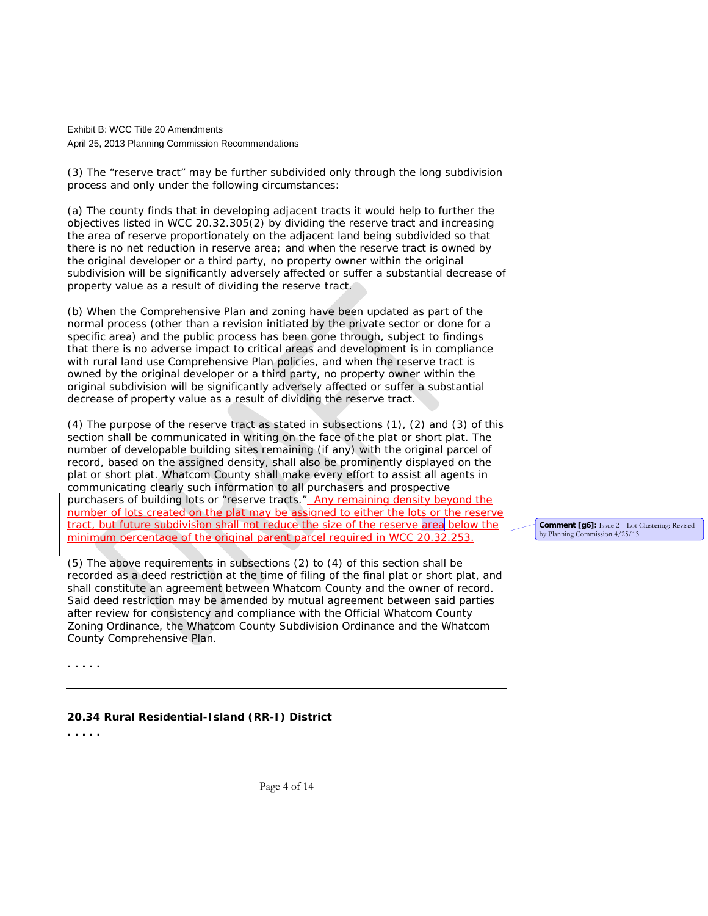(3) The “reserve tract” may be further subdivided only through the long subdivision process and only under the following circumstances:

(a) The county finds that in developing adjacent tracts it would help to further the objectives listed in WCC 20.32.305(2) by dividing the reserve tract and increasing the area of reserve proportionately on the adjacent land being subdivided so that there is no net reduction in reserve area; and when the reserve tract is owned by the original developer or a third party, no property owner within the original subdivision will be significantly adversely affected or suffer a substantial decrease of property value as a result of dividing the reserve tract.

(b) When the Comprehensive Plan and zoning have been updated as part of the normal process (other than a revision initiated by the private sector or done for a specific area) and the public process has been gone through, subject to findings that there is no adverse impact to critical areas and development is in compliance with rural land use Comprehensive Plan policies, and when the reserve tract is owned by the original developer or a third party, no property owner within the original subdivision will be significantly adversely affected or suffer a substantial decrease of property value as a result of dividing the reserve tract.

(4) The purpose of the reserve tract as stated in subsections (1), (2) and (3) of this section shall be communicated in writing on the face of the plat or short plat. The number of developable building sites remaining (if any) with the original parcel of record, based on the assigned density, shall also be prominently displayed on the plat or short plat. Whatcom County shall make every effort to assist all agents in communicating clearly such information to all purchasers and prospective purchasers of building lots or “reserve tracts.” Any remaining density beyond the number of lots created on the plat may be assigned to either the lots or the reserve tract, but future subdivision shall not reduce the size of the reserve area below the minimum percentage of the original parent parcel required in WCC 20.32.253.

Comment [g6]: Issue 2 – Lot Clustering: Revised by Planning Commission 4/25/13

(5) The above requirements in subsections (2) to (4) of this section shall be recorded as a deed restriction at the time of filing of the final plat or short plat, and shall constitute an agreement between Whatcom County and the owner of record. Said deed restriction may be amended by mutual agreement between said parties after review for consistency and compliance with the Official Whatcom County Zoning Ordinance, the Whatcom County Subdivision Ordinance and the Whatcom County Comprehensive Plan.

. . . . .

---

**20.34 Rural Residential-Island (RR-I) District**

. . . . .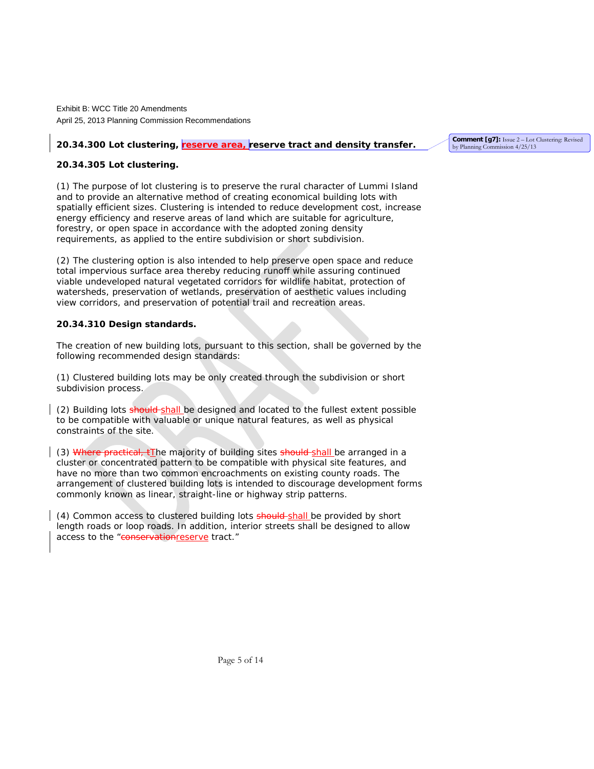Exhibit B: WCC Title 20 Amendments
April 25, 2013 Planning Commission Recommendations

**20.34.300 Lot clustering, reserve area, reserve tract and density transfer.**

Comment [g7]: Issue 2 – Lot Clustering: Revised by Planning Commission 4/25/13

**20.34.305 Lot clustering.**

(1) The purpose of lot clustering is to preserve the rural character of Lummi Island and to provide an alternative method of creating economical building lots with spatially efficient sizes. Clustering is intended to reduce development cost, increase energy efficiency and reserve areas of land which are suitable for agriculture, forestry, or open space in accordance with the adopted zoning density requirements, as applied to the entire subdivision or short subdivision.

(2) The clustering option is also intended to help preserve open space and reduce total impervious surface area thereby reducing runoff while assuring continued viable undeveloped natural vegetated corridors for wildlife habitat, protection of watersheds, preservation of wetlands, preservation of aesthetic values including view corridors, and preservation of potential trail and recreation areas.

**20.34.310 Design standards.**

The creation of new building lots, pursuant to this section, shall be governed by the following recommended design standards:

(1) Clustered building lots may be only created through the subdivision or short subdivision process.

(2) Building lots ~~should~~ shall be designed and located to the fullest extent possible to be compatible with valuable or unique natural features, as well as physical constraints of the site.

(3) ~~Where practical, t~~The majority of building sites ~~should~~ shall be arranged in a cluster or concentrated pattern to be compatible with physical site features, and have no more than two common encroachments on existing county roads. The arrangement of clustered building lots is intended to discourage development forms commonly known as linear, straight-line or highway strip patterns.

(4) Common access to clustered building lots ~~should~~ shall be provided by short length roads or loop roads. In addition, interior streets shall be designed to allow access to the "~~conservation~~reserve tract."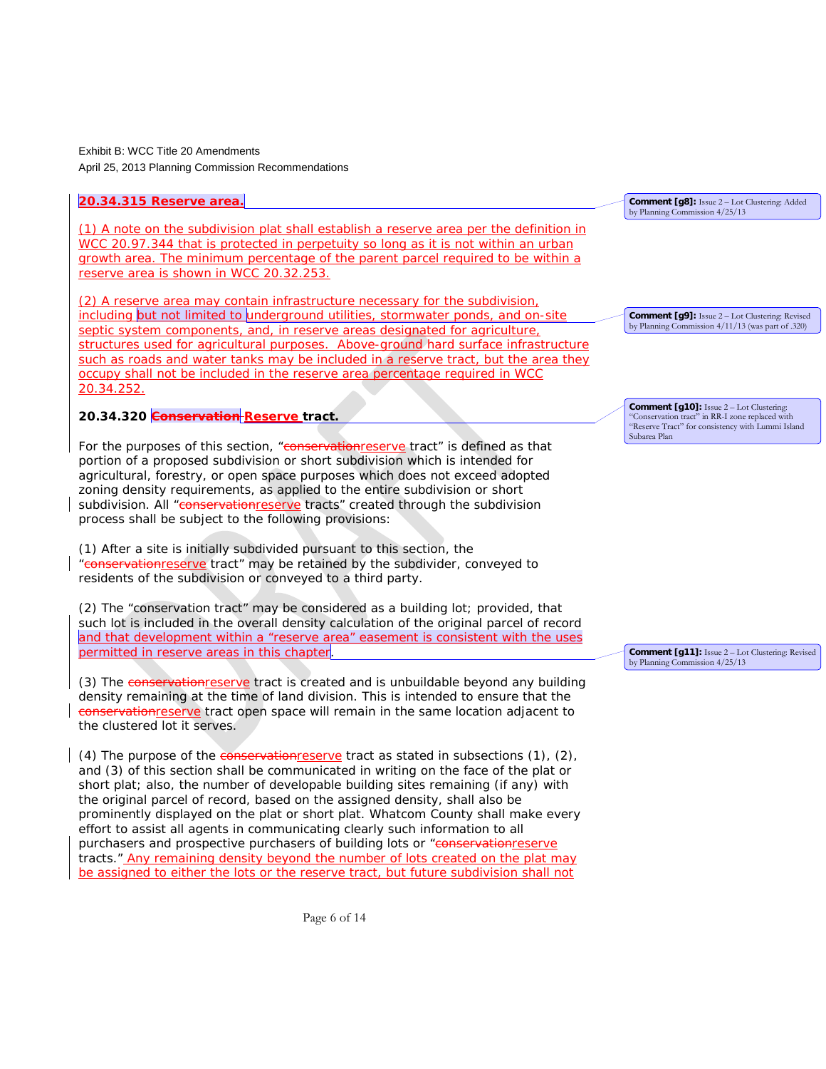Exhibit B: WCC Title 20 Amendments
April 25, 2013 Planning Commission Recommendations

## 20.34.315 Reserve area.

(1) A note on the subdivision plat shall establish a reserve area per the definition in WCC 20.97.344 that is protected in perpetuity so long as it is not within an urban growth area. The minimum percentage of the parent parcel required to be within a reserve area is shown in WCC 20.32.253.

(2) A reserve area may contain infrastructure necessary for the subdivision, including but not limited to underground utilities, stormwater ponds, and on-site septic system components, and, in reserve areas designated for agriculture, structures used for agricultural purposes. Above-ground hard surface infrastructure such as roads and water tanks may be included in a reserve tract, but the area they occupy shall not be included in the reserve area percentage required in WCC 20.34.252.

Comment [g8]: Issue 2 – Lot Clustering: Added by Planning Commission 4/25/13

Comment [g9]: Issue 2 – Lot Clustering: Revised by Planning Commission 4/11/13 (was part of .320)

## 20.34.320 ~~Conservation~~ Reserve tract.

Comment [g10]: Issue 2 – Lot Clustering: "Conservation tract" in RR-I zone replaced with "Reserve Tract" for consistency with Lummi Island Subarea Plan

For the purposes of this section, "~~conservation~~reserve tract" is defined as that portion of a proposed subdivision or short subdivision which is intended for agricultural, forestry, or open space purposes which does not exceed adopted zoning density requirements, as applied to the entire subdivision or short subdivision. All "~~conservation~~reserve tracts" created through the subdivision process shall be subject to the following provisions:

(1) After a site is initially subdivided pursuant to this section, the "~~conservation~~reserve tract" may be retained by the subdivider, conveyed to residents of the subdivision or conveyed to a third party.

(2) The "conservation tract" may be considered as a building lot; provided, that such lot is included in the overall density calculation of the original parcel of record and that development within a "reserve area" easement is consistent with the uses permitted in reserve areas in this chapter.

Comment [g11]: Issue 2 – Lot Clustering: Revised by Planning Commission 4/25/13

(3) The ~~conservation~~reserve tract is created and is unbuildable beyond any building density remaining at the time of land division. This is intended to ensure that the ~~conservation~~reserve tract open space will remain in the same location adjacent to the clustered lot it serves.

(4) The purpose of the ~~conservation~~reserve tract as stated in subsections (1), (2), and (3) of this section shall be communicated in writing on the face of the plat or short plat; also, the number of developable building sites remaining (if any) with the original parcel of record, based on the assigned density, shall also be prominently displayed on the plat or short plat. Whatcom County shall make every effort to assist all agents in communicating clearly such information to all purchasers and prospective purchasers of building lots or "~~conservation~~reserve tracts." Any remaining density beyond the number of lots created on the plat may be assigned to either the lots or the reserve tract, but future subdivision shall not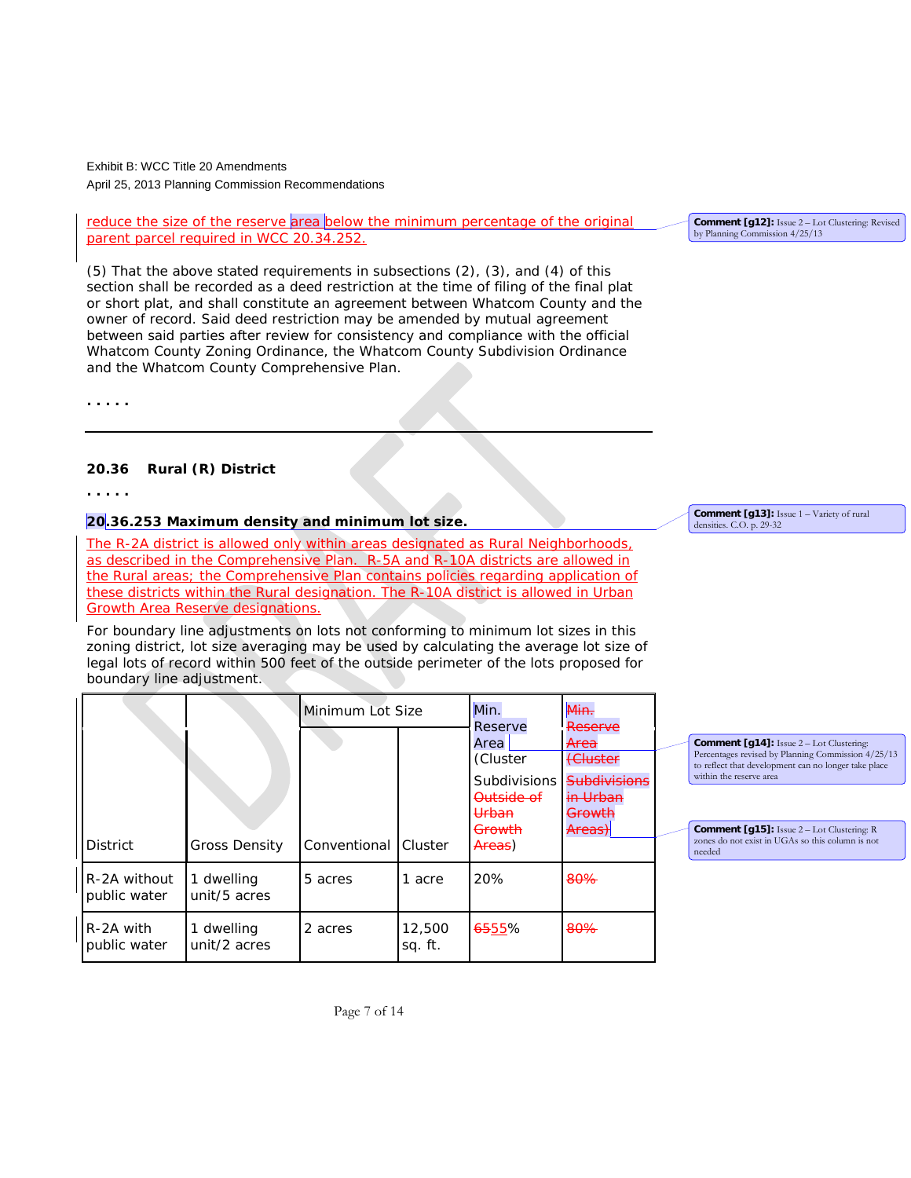reduce the size of the reserve area below the minimum percentage of the original parent parcel required in WCC 20.34.252.

(5) That the above stated requirements in subsections (2), (3), and (4) of this section shall be recorded as a deed restriction at the time of filing of the final plat or short plat, and shall constitute an agreement between Whatcom County and the owner of record. Said deed restriction may be amended by mutual agreement between said parties after review for consistency and compliance with the official Whatcom County Zoning Ordinance, the Whatcom County Subdivision Ordinance and the Whatcom County Comprehensive Plan.

. . . . .

---

### 20.36 Rural (R) District

. . . . .

#### 20.36.253 Maximum density and minimum lot size.

The R-2A district is allowed only within areas designated as Rural Neighborhoods, as described in the Comprehensive Plan. R-5A and R-10A districts are allowed in the Rural areas; the Comprehensive Plan contains policies regarding application of these districts within the Rural designation. The R-10A district is allowed in Urban Growth Area Reserve designations.

For boundary line adjustments on lots not conforming to minimum lot sizes in this zoning district, lot size averaging may be used by calculating the average lot size of legal lots of record within 500 feet of the outside perimeter of the lots proposed for boundary line adjustment.

| District | Gross Density | Minimum Lot Size | | Min. Reserve Area (Cluster Subdivisions ~~Outside of Urban Growth Areas~~) | ~~Min. Reserve Area (Cluster Subdivisions in Urban Growth Areas)~~ |
|---|---|---|---|---|---|
| | | Conventional | Cluster | | |
| R-2A without public water | 1 dwelling unit/5 acres | 5 acres | 1 acre | 20% | ~~80%~~ |
| R-2A with public water | 1 dwelling unit/2 acres | 2 acres | 12,500 sq. ft. | ~~65~~55% | ~~80%~~ |

Comment [g12]: Issue 2 – Lot Clustering: Revised by Planning Commission 4/25/13

Comment [g13]: Issue 1 – Variety of rural densities. C.O. p. 29-32

Comment [g14]: Issue 2 – Lot Clustering: Percentages revised by Planning Commission 4/25/13 to reflect that development can no longer take place within the reserve area

Comment [g15]: Issue 2 – Lot Clustering: R zones do not exist in UGAs so this column is not needed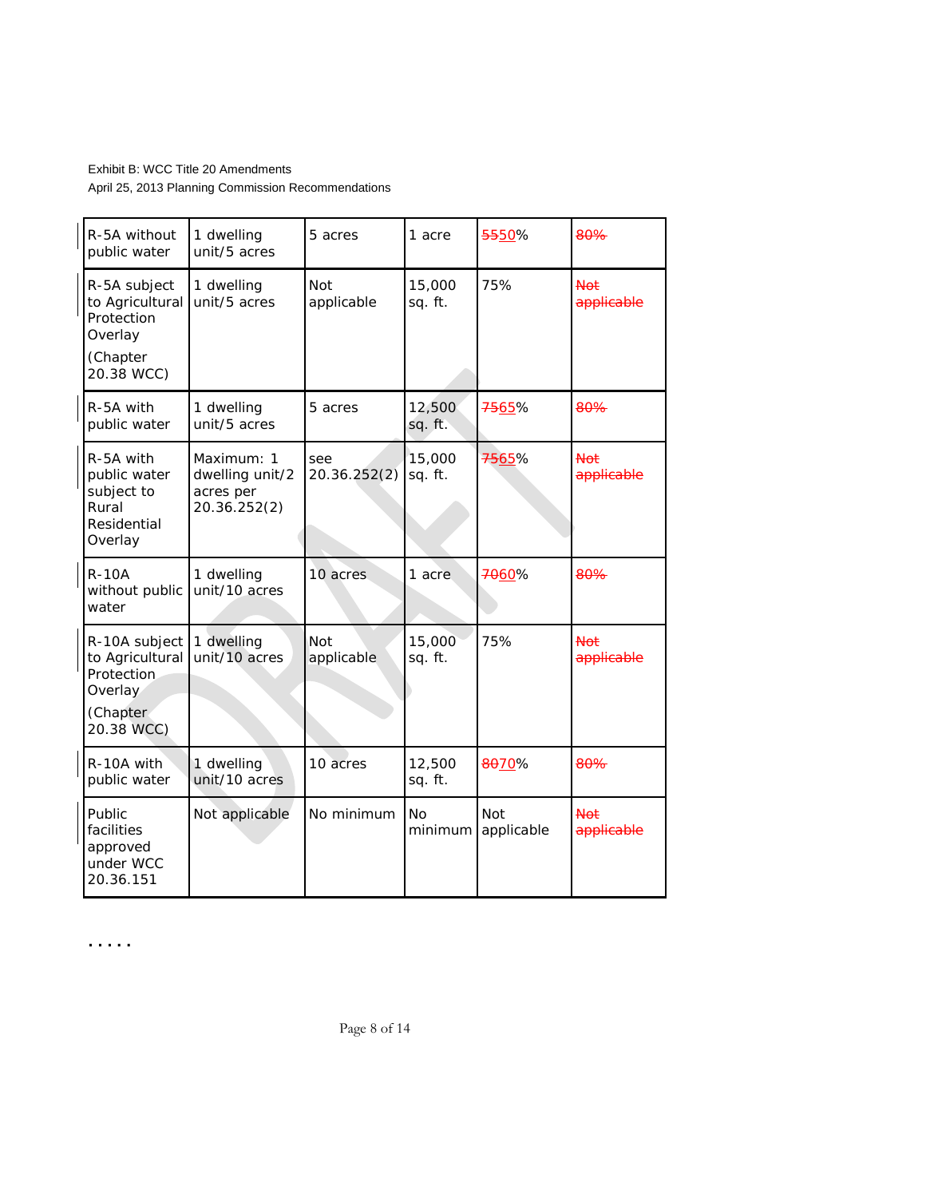Exhibit B: WCC Title 20 Amendments
April 25, 2013 Planning Commission Recommendations

| | | | | | |
|---|---|---|---|---|---|
| R-5A without public water | 1 dwelling unit/5 acres | 5 acres | 1 acre | ~~55~~50% | ~~80%~~ |
| R-5A subject to Agricultural Protection Overlay (Chapter 20.38 WCC) | 1 dwelling unit/5 acres | Not applicable | 15,000 sq. ft. | 75% | ~~Not applicable~~ |
| R-5A with public water | 1 dwelling unit/5 acres | 5 acres | 12,500 sq. ft. | ~~75~~65% | ~~80%~~ |
| R-5A with public water subject to Rural Residential Overlay | Maximum: 1 dwelling unit/2 acres per 20.36.252(2) | see 20.36.252(2) | 15,000 sq. ft. | ~~75~~65% | ~~Not applicable~~ |
| R-10A without public water | 1 dwelling unit/10 acres | 10 acres | 1 acre | ~~70~~60% | ~~80%~~ |
| R-10A subject to Agricultural Protection Overlay (Chapter 20.38 WCC) | 1 dwelling unit/10 acres | Not applicable | 15,000 sq. ft. | 75% | ~~Not applicable~~ |
| R-10A with public water | 1 dwelling unit/10 acres | 10 acres | 12,500 sq. ft. | ~~80~~70% | ~~80%~~ |
| Public facilities approved under WCC 20.36.151 | Not applicable | No minimum | No minimum | Not applicable | ~~Not applicable~~ |

. . . . .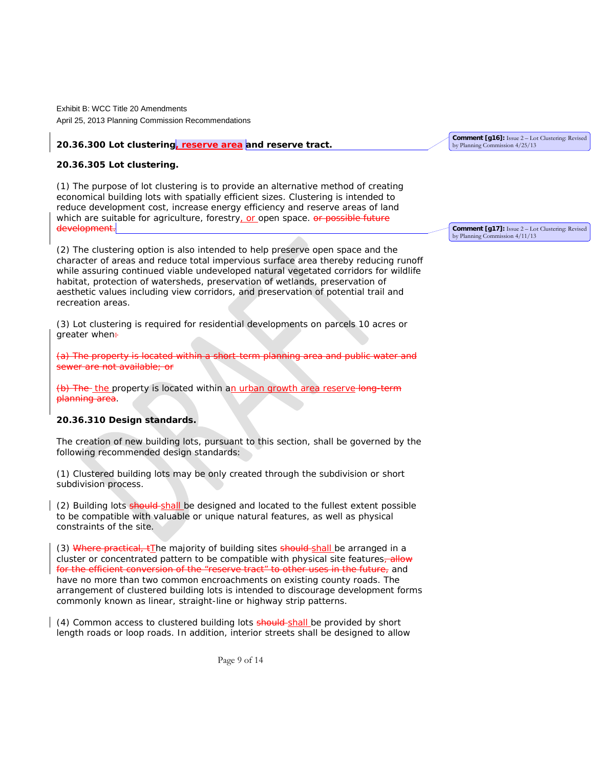Exhibit B: WCC Title 20 Amendments
April 25, 2013 Planning Commission Recommendations

**20.36.300 Lot clustering, reserve area and reserve tract.**

**20.36.305 Lot clustering.**

(1) The purpose of lot clustering is to provide an alternative method of creating economical building lots with spatially efficient sizes. Clustering is intended to reduce development cost, increase energy efficiency and reserve areas of land which are suitable for agriculture, forestry, or open space. ~~or possible future development.~~

(2) The clustering option is also intended to help preserve open space and the character of areas and reduce total impervious surface area thereby reducing runoff while assuring continued viable undeveloped natural vegetated corridors for wildlife habitat, protection of watersheds, preservation of wetlands, preservation of aesthetic values including view corridors, and preservation of potential trail and recreation areas.

(3) Lot clustering is required for residential developments on parcels 10 acres or greater when~~:~~

~~(a) The property is located within a short-term planning area and public water and sewer are not available; or~~

~~(b) The~~ the property is located within an urban growth area reserve ~~long-term planning area~~.

**20.36.310 Design standards.**

The creation of new building lots, pursuant to this section, shall be governed by the following recommended design standards:

(1) Clustered building lots may be only created through the subdivision or short subdivision process.

(2) Building lots ~~should~~ shall be designed and located to the fullest extent possible to be compatible with valuable or unique natural features, as well as physical constraints of the site.

(3) ~~Where practical, t~~The majority of building sites ~~should~~ shall be arranged in a cluster or concentrated pattern to be compatible with physical site features~~, allow for the efficient conversion of the "reserve tract" to other uses in the future,~~ and have no more than two common encroachments on existing county roads. The arrangement of clustered building lots is intended to discourage development forms commonly known as linear, straight-line or highway strip patterns.

(4) Common access to clustered building lots ~~should~~ shall be provided by short length roads or loop roads. In addition, interior streets shall be designed to allow

Comment [g16]: Issue 2 – Lot Clustering: Revised by Planning Commission 4/25/13

Comment [g17]: Issue 2 – Lot Clustering: Revised by Planning Commission 4/11/13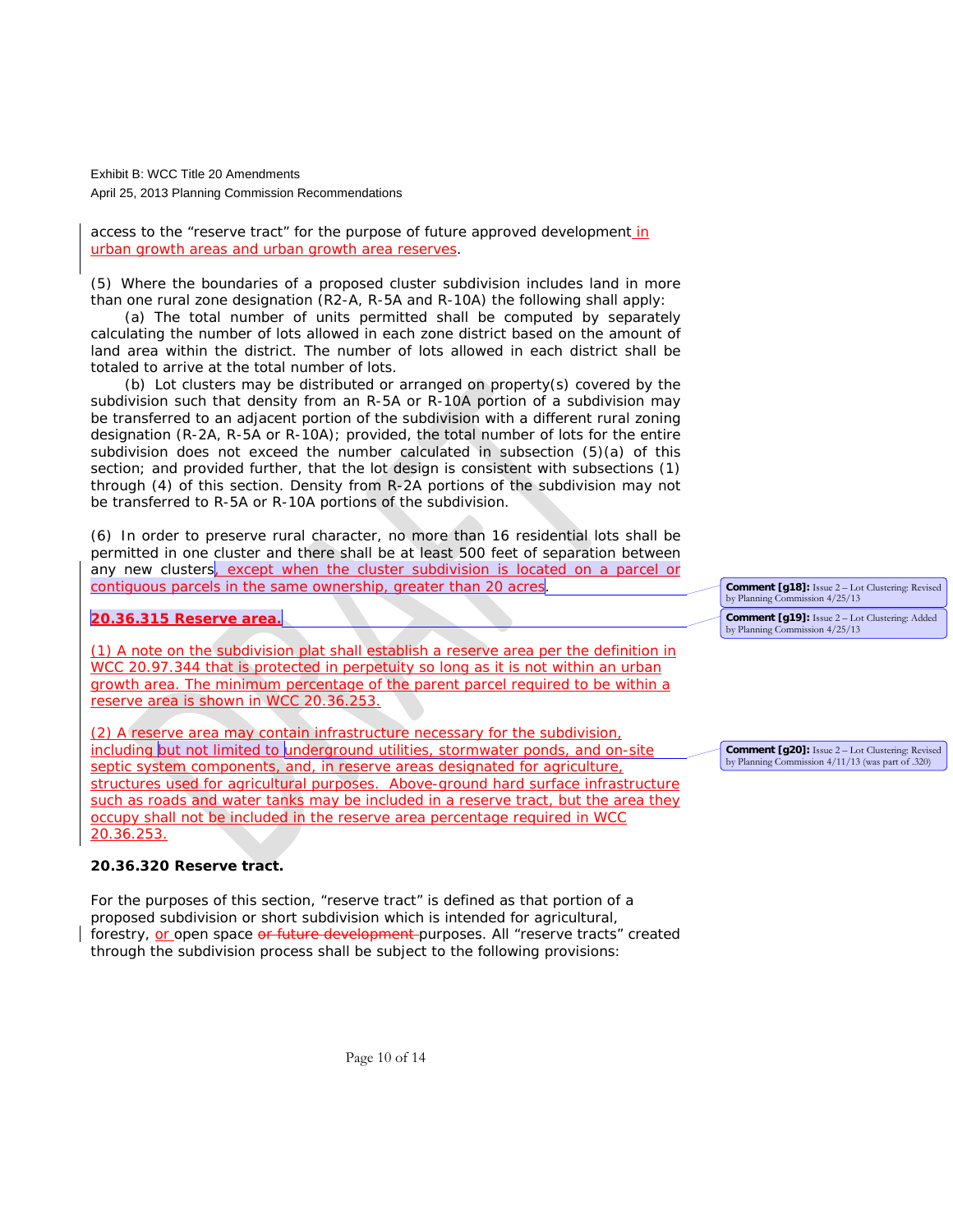access to the "reserve tract" for the purpose of future approved development in urban growth areas and urban growth area reserves.

(5) Where the boundaries of a proposed cluster subdivision includes land in more than one rural zone designation (R2-A, R-5A and R-10A) the following shall apply:

(a) The total number of units permitted shall be computed by separately calculating the number of lots allowed in each zone district based on the amount of land area within the district. The number of lots allowed in each district shall be totaled to arrive at the total number of lots.

(b) Lot clusters may be distributed or arranged on property(s) covered by the subdivision such that density from an R-5A or R-10A portion of a subdivision may be transferred to an adjacent portion of the subdivision with a different rural zoning designation (R-2A, R-5A or R-10A); provided, the total number of lots for the entire subdivision does not exceed the number calculated in subsection (5)(a) of this section; and provided further, that the lot design is consistent with subsections (1) through (4) of this section. Density from R-2A portions of the subdivision may not be transferred to R-5A or R-10A portions of the subdivision.

(6) In order to preserve rural character, no more than 16 residential lots shall be permitted in one cluster and there shall be at least 500 feet of separation between any new clusters, except when the cluster subdivision is located on a parcel or contiguous parcels in the same ownership, greater than 20 acres.

**Comment [g18]:** Issue 2 – Lot Clustering: Revised by Planning Commission 4/25/13

**20.36.315 Reserve area.**

**Comment [g19]:** Issue 2 – Lot Clustering: Added by Planning Commission 4/25/13

(1) A note on the subdivision plat shall establish a reserve area per the definition in WCC 20.97.344 that is protected in perpetuity so long as it is not within an urban growth area. The minimum percentage of the parent parcel required to be within a reserve area is shown in WCC 20.36.253.

(2) A reserve area may contain infrastructure necessary for the subdivision, including but not limited to underground utilities, stormwater ponds, and on-site septic system components, and, in reserve areas designated for agriculture, structures used for agricultural purposes. Above-ground hard surface infrastructure such as roads and water tanks may be included in a reserve tract, but the area they occupy shall not be included in the reserve area percentage required in WCC 20.36.253.

**Comment [g20]:** Issue 2 – Lot Clustering: Revised by Planning Commission 4/11/13 (was part of .320)

**20.36.320 Reserve tract.**

For the purposes of this section, "reserve tract" is defined as that portion of a proposed subdivision or short subdivision which is intended for agricultural, forestry, or open space ~~or future development~~ purposes. All "reserve tracts" created through the subdivision process shall be subject to the following provisions: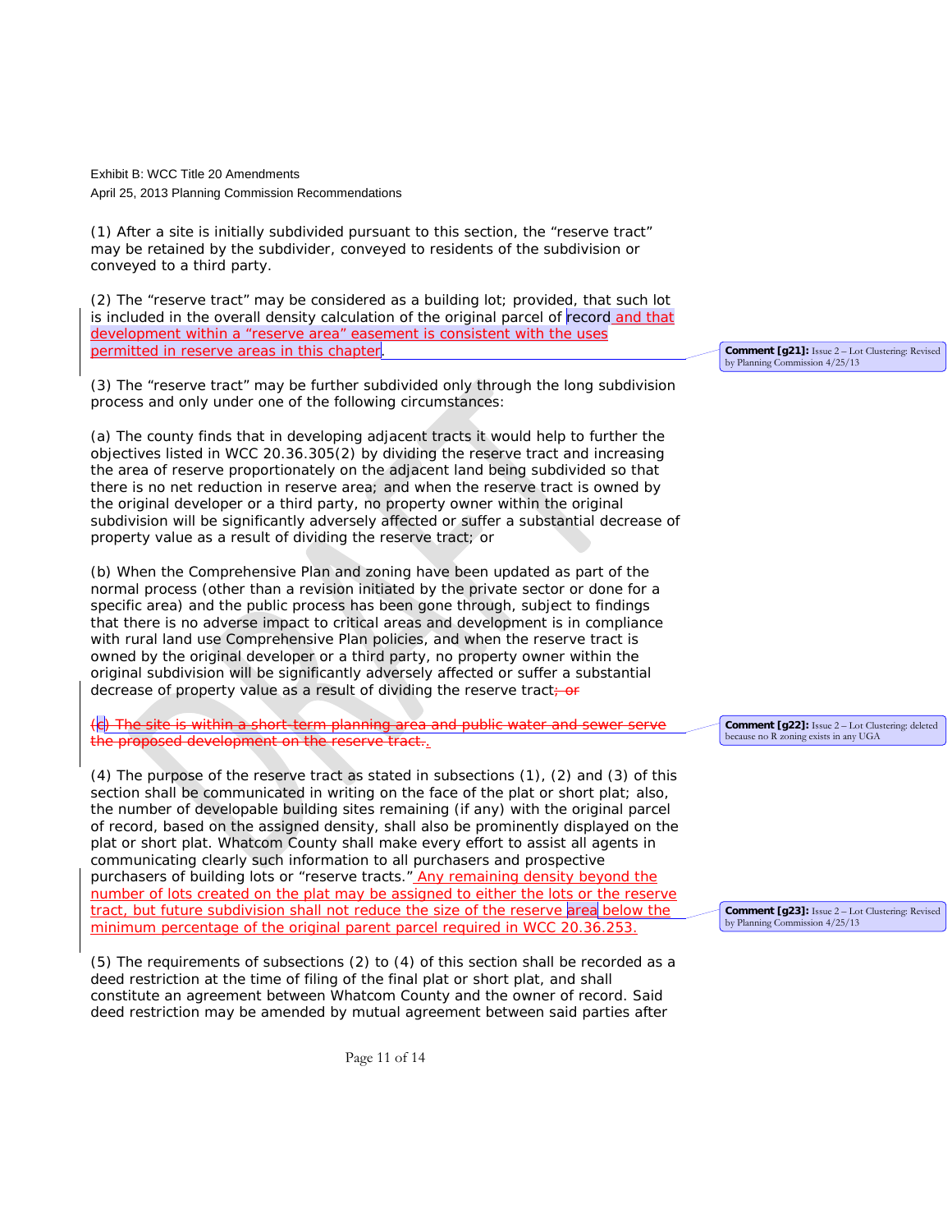(1) After a site is initially subdivided pursuant to this section, the "reserve tract" may be retained by the subdivider, conveyed to residents of the subdivision or conveyed to a third party.

(2) The "reserve tract" may be considered as a building lot; provided, that such lot is included in the overall density calculation of the original parcel of record and that development within a "reserve area" easement is consistent with the uses permitted in reserve areas in this chapter.

> Comment [g21]: Issue 2 – Lot Clustering: Revised by Planning Commission 4/25/13

(3) The "reserve tract" may be further subdivided only through the long subdivision process and only under one of the following circumstances:

(a) The county finds that in developing adjacent tracts it would help to further the objectives listed in WCC 20.36.305(2) by dividing the reserve tract and increasing the area of reserve proportionately on the adjacent land being subdivided so that there is no net reduction in reserve area; and when the reserve tract is owned by the original developer or a third party, no property owner within the original subdivision will be significantly adversely affected or suffer a substantial decrease of property value as a result of dividing the reserve tract; or

(b) When the Comprehensive Plan and zoning have been updated as part of the normal process (other than a revision initiated by the private sector or done for a specific area) and the public process has been gone through, subject to findings that there is no adverse impact to critical areas and development is in compliance with rural land use Comprehensive Plan policies, and when the reserve tract is owned by the original developer or a third party, no property owner within the original subdivision will be significantly adversely affected or suffer a substantial decrease of property value as a result of dividing the reserve tract; ~~or~~

~~(c) The site is within a short-term planning area and public water and sewer serve the proposed development on the reserve tract.~~.

> Comment [g22]: Issue 2 – Lot Clustering: deleted because no R zoning exists in any UGA

(4) The purpose of the reserve tract as stated in subsections (1), (2) and (3) of this section shall be communicated in writing on the face of the plat or short plat; also, the number of developable building sites remaining (if any) with the original parcel of record, based on the assigned density, shall also be prominently displayed on the plat or short plat. Whatcom County shall make every effort to assist all agents in communicating clearly such information to all purchasers and prospective purchasers of building lots or "reserve tracts." Any remaining density beyond the number of lots created on the plat may be assigned to either the lots or the reserve tract, but future subdivision shall not reduce the size of the reserve area below the minimum percentage of the original parent parcel required in WCC 20.36.253.

> Comment [g23]: Issue 2 – Lot Clustering: Revised by Planning Commission 4/25/13

(5) The requirements of subsections (2) to (4) of this section shall be recorded as a deed restriction at the time of filing of the final plat or short plat, and shall constitute an agreement between Whatcom County and the owner of record. Said deed restriction may be amended by mutual agreement between said parties after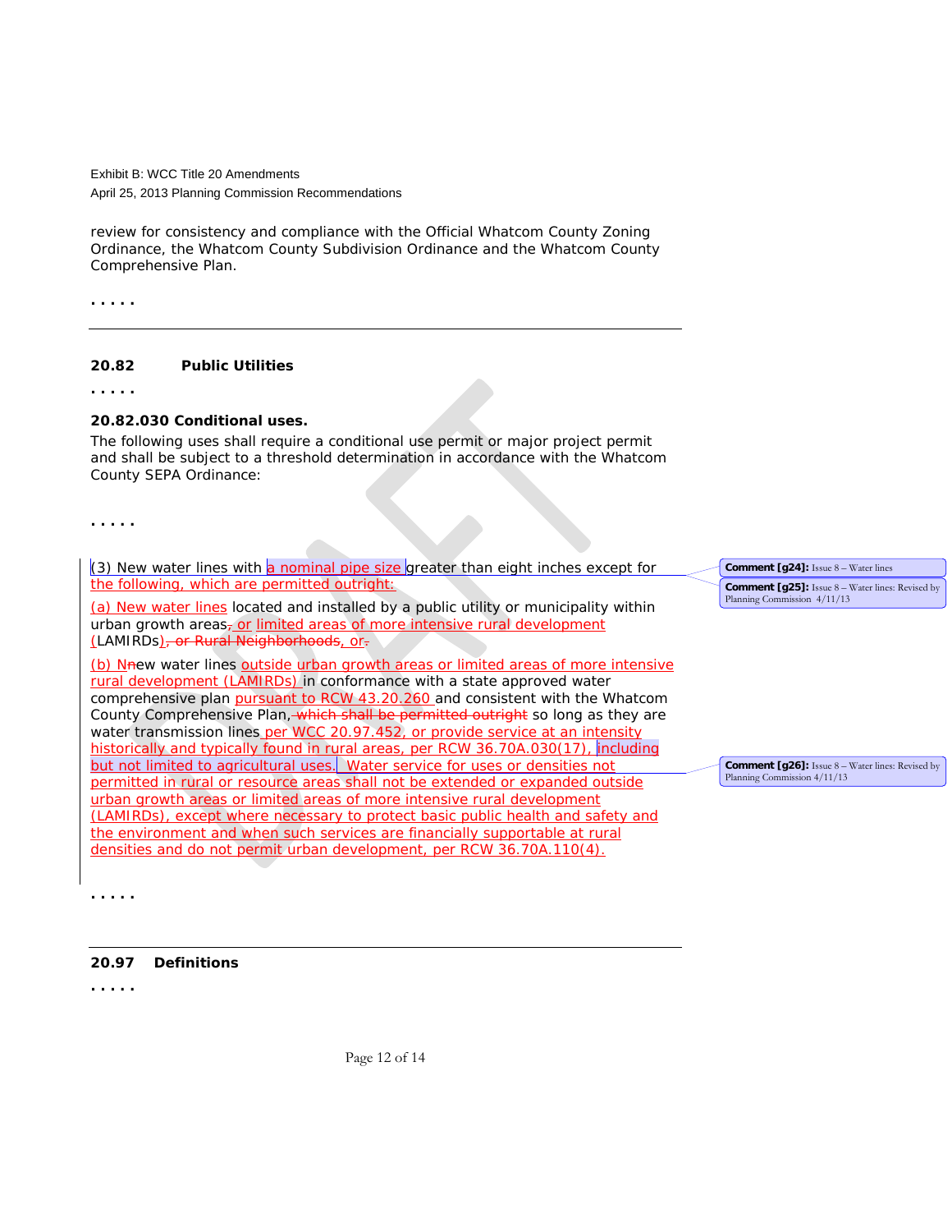review for consistency and compliance with the Official Whatcom County Zoning Ordinance, the Whatcom County Subdivision Ordinance and the Whatcom County Comprehensive Plan.

. . . . .

---

## 20.82 Public Utilities

. . . . .

### 20.82.030 Conditional uses.

The following uses shall require a conditional use permit or major project permit and shall be subject to a threshold determination in accordance with the Whatcom County SEPA Ordinance:

. . . . .

(3) New water lines with a nominal pipe size greater than eight inches except for the following, which are permitted outright:

(a) New water lines located and installed by a public utility or municipality within urban growth areas, or limited areas of more intensive rural development (LAMIRDs), or Rural Neighborhoods, or.

(b) Nnew water lines outside urban growth areas or limited areas of more intensive rural development (LAMIRDs) in conformance with a state approved water comprehensive plan pursuant to RCW 43.20.260 and consistent with the Whatcom County Comprehensive Plan, which shall be permitted outright so long as they are water transmission lines per WCC 20.97.452, or provide service at an intensity historically and typically found in rural areas, per RCW 36.70A.030(17), including but not limited to agricultural uses. Water service for uses or densities not permitted in rural or resource areas shall not be extended or expanded outside urban growth areas or limited areas of more intensive rural development (LAMIRDs), except where necessary to protect basic public health and safety and the environment and when such services are financially supportable at rural densities and do not permit urban development, per RCW 36.70A.110(4).

Comment [g24]: Issue 8 – Water lines

Comment [g25]: Issue 8 – Water lines: Revised by Planning Commission 4/11/13

Comment [g26]: Issue 8 – Water lines: Revised by Planning Commission 4/11/13

. . . . .

---

## 20.97 Definitions

. . . . .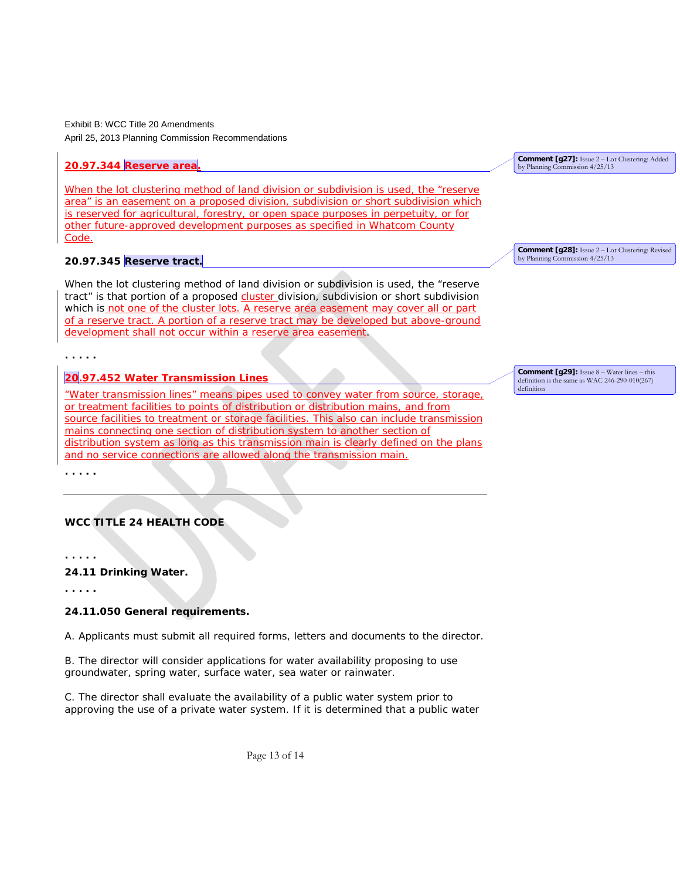Exhibit B: WCC Title 20 Amendments
April 25, 2013 Planning Commission Recommendations

**20.97.344 Reserve area.**

When the lot clustering method of land division or subdivision is used, the "reserve area" is an easement on a proposed division, subdivision or short subdivision which is reserved for agricultural, forestry, or open space purposes in perpetuity, or for other future-approved development purposes as specified in Whatcom County Code.

Comment [g27]: Issue 2 – Lot Clustering: Added by Planning Commission 4/25/13

**20.97.345 Reserve tract.**

When the lot clustering method of land division or subdivision is used, the "reserve tract" is that portion of a proposed cluster division, subdivision or short subdivision which is not one of the cluster lots. A reserve area easement may cover all or part of a reserve tract. A portion of a reserve tract may be developed but above-ground development shall not occur within a reserve area easement.

Comment [g28]: Issue 2 – Lot Clustering: Revised by Planning Commission 4/25/13

. . . . .

**20.97.452 Water Transmission Lines**

"Water transmission lines" means pipes used to convey water from source, storage, or treatment facilities to points of distribution or distribution mains, and from source facilities to treatment or storage facilities. This also can include transmission mains connecting one section of distribution system to another section of distribution system as long as this transmission main is clearly defined on the plans and no service connections are allowed along the transmission main.

Comment [g29]: Issue 8 – Water lines – this definition is the same as WAC 246-290-010(267) definition

. . . . .

**WCC TITLE 24 HEALTH CODE**

. . . . .

**24.11 Drinking Water.**

. . . . .

**24.11.050 General requirements.**

A. Applicants must submit all required forms, letters and documents to the director.

B. The director will consider applications for water availability proposing to use groundwater, spring water, surface water, sea water or rainwater.

C. The director shall evaluate the availability of a public water system prior to approving the use of a private water system. If it is determined that a public water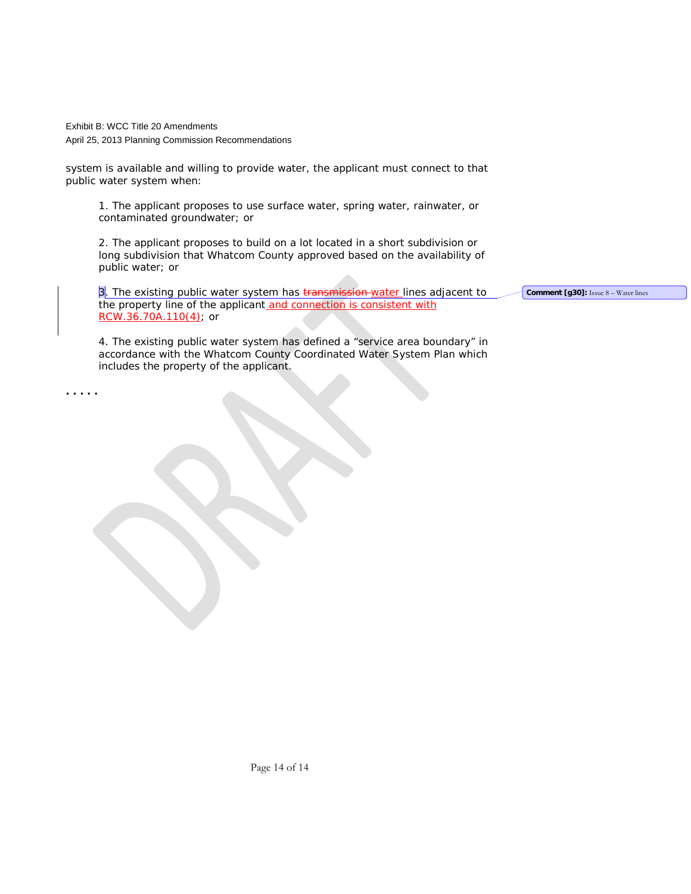system is available and willing to provide water, the applicant must connect to that public water system when:

1. The applicant proposes to use surface water, spring water, rainwater, or contaminated groundwater; or

2. The applicant proposes to build on a lot located in a short subdivision or long subdivision that Whatcom County approved based on the availability of public water; or

3. The existing public water system has ~~transmission~~ water lines adjacent to the property line of the applicant and connection is consistent with RCW.36.70A.110(4); or

4. The existing public water system has defined a "service area boundary" in accordance with the Whatcom County Coordinated Water System Plan which includes the property of the applicant.

. . . . .

**Comment [g30]:** Issue 8 – Water lines